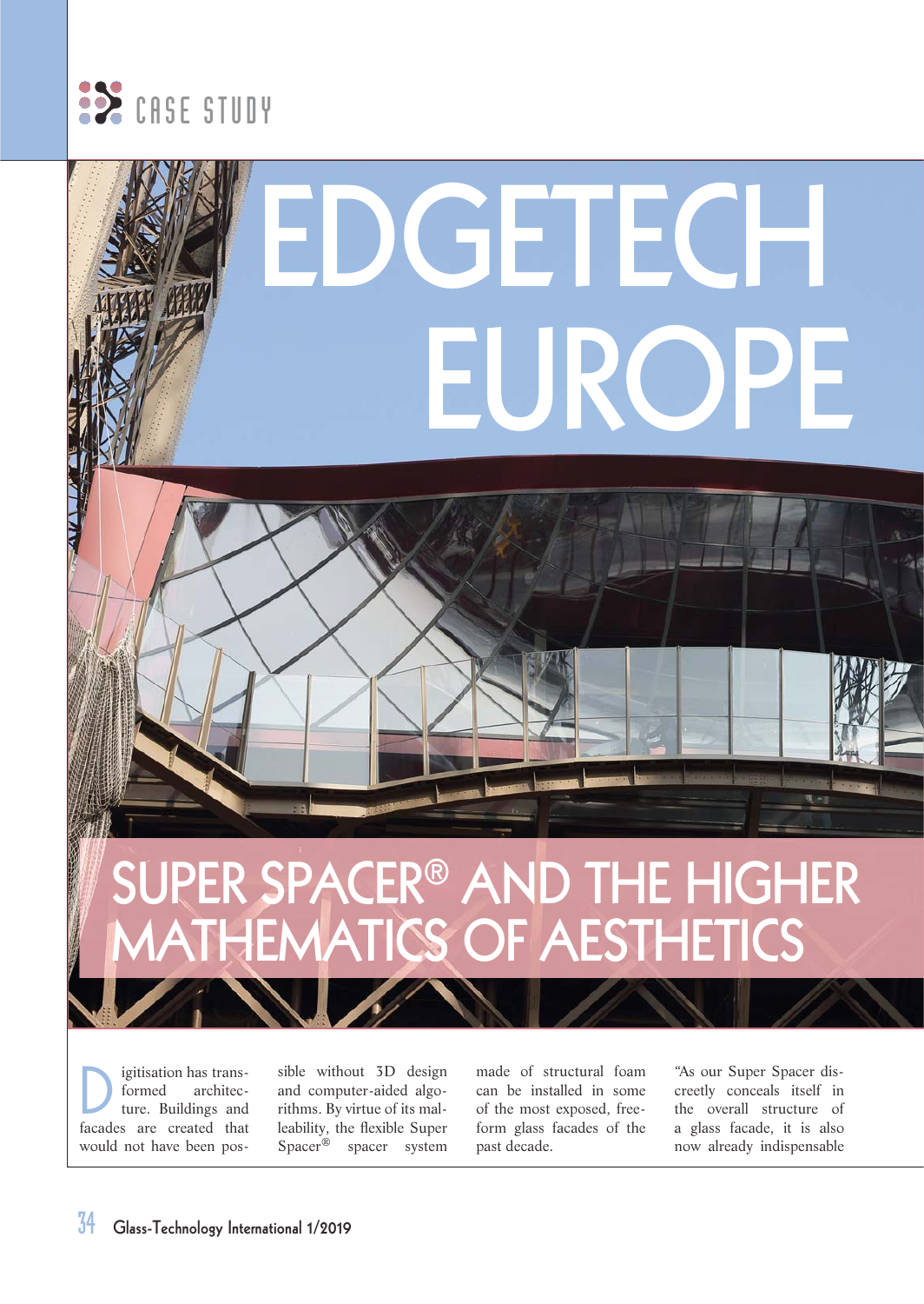CASE STUDY

# EDGETECH EUROPE

## SUPER SPACER® AND THE HIGHER MATHEMATICS OF AESTHETICS

Digitisation has transformed architecture. Buildings and facades are created that would not have been possible without 3D design and computer-aided algorithms. By virtue of its malleability, the flexible Super Spacer® spacer system made of structural foam can be installed in some of the most exposed, free-form glass facades of the past decade.

"As our Super Spacer discreetly conceals itself in the overall structure of a glass facade, it is also now already indispensable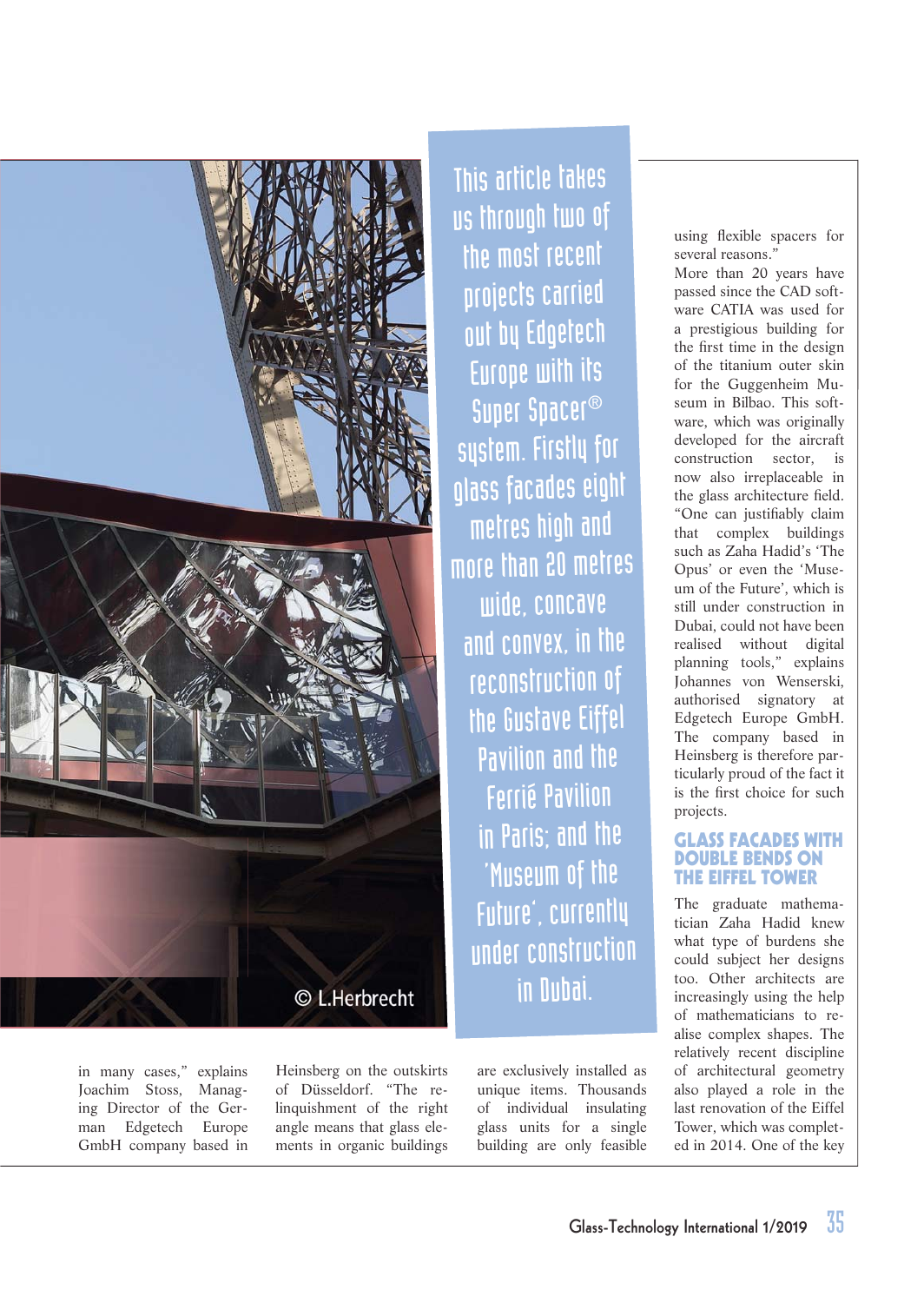This article takes us through two of the most recent projects carried out by Edgetech Europe with its Super Spacer® system. Firstly for glass facades eight metres high and more than 20 metres wide, concave and convex, in the reconstruction of the Gustave Eiffel Pavilion and the Ferrié Pavilion in Paris; and the 'Museum of the Future', currently under construction in Dubai.

© L.Herbrecht

in many cases," explains Joachim Stoss, Managing Director of the German Edgetech Europe GmbH company based in Heinsberg on the outskirts of Düsseldorf. "The relinquishment of the right angle means that glass elements in organic buildings are exclusively installed as unique items. Thousands of individual insulating glass units for a single building are only feasible using flexible spacers for several reasons."

More than 20 years have passed since the CAD software CATIA was used for a prestigious building for the first time in the design of the titanium outer skin for the Guggenheim Museum in Bilbao. This software, which was originally developed for the aircraft construction sector, is now also irreplaceable in the glass architecture field. "One can justifiably claim that complex buildings such as Zaha Hadid's 'The Opus' or even the 'Museum of the Future', which is still under construction in Dubai, could not have been realised without digital planning tools," explains Johannes von Wenserski, authorised signatory at Edgetech Europe GmbH. The company based in Heinsberg is therefore particularly proud of the fact it is the first choice for such projects.

## GLASS FACADES WITH DOUBLE BENDS ON THE EIFFEL TOWER

The graduate mathematician Zaha Hadid knew what type of burdens she could subject her designs too. Other architects are increasingly using the help of mathematicians to realise complex shapes. The relatively recent discipline of architectural geometry also played a role in the last renovation of the Eiffel Tower, which was completed in 2014. One of the key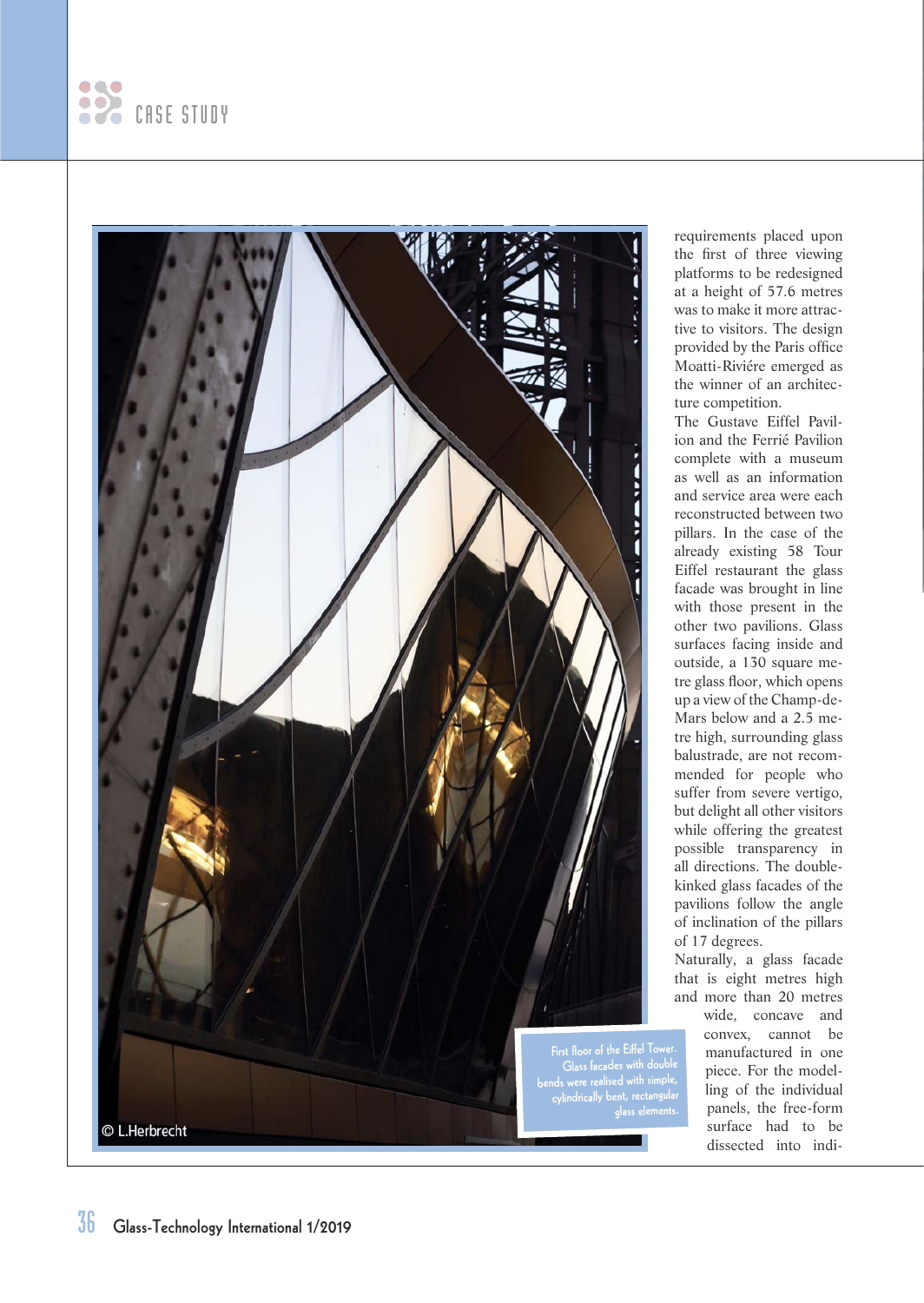First floor of the Eiffel Tower. Glass facades with double bends were realised with simple, cylindrically bent, rectangular glass elements.

© L.Herbrecht

requirements placed upon the first of three viewing platforms to be redesigned at a height of 57.6 metres was to make it more attractive to visitors. The design provided by the Paris office Moatti-Riviére emerged as the winner of an architecture competition.

The Gustave Eiffel Pavilion and the Ferrié Pavilion complete with a museum as well as an information and service area were each reconstructed between two pillars. In the case of the already existing 58 Tour Eiffel restaurant the glass facade was brought in line with those present in the other two pavilions. Glass surfaces facing inside and outside, a 130 square metre glass floor, which opens up a view of the Champ-de-Mars below and a 2.5 metre high, surrounding glass balustrade, are not recommended for people who suffer from severe vertigo, but delight all other visitors while offering the greatest possible transparency in all directions. The double-kinked glass facades of the pavilions follow the angle of inclination of the pillars of 17 degrees.

Naturally, a glass facade that is eight metres high and more than 20 metres wide, concave and convex, cannot be manufactured in one piece. For the modelling of the individual panels, the free-form surface had to be dissected into indi-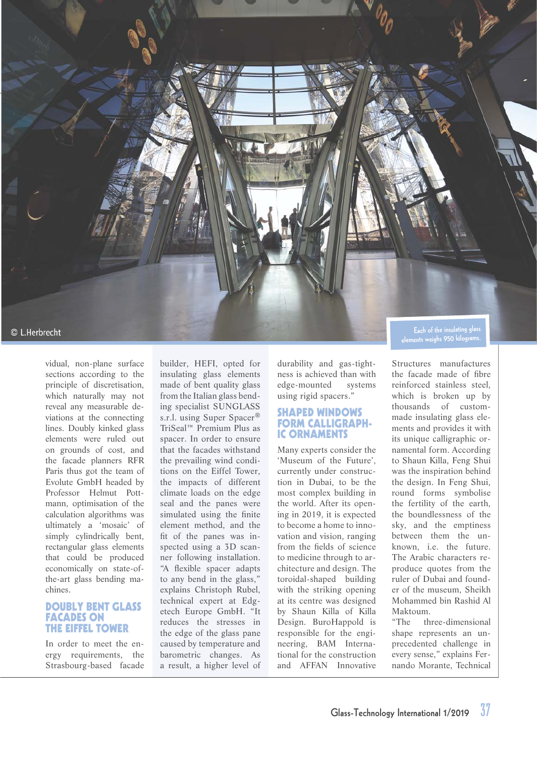© L.Herbrecht

Each of the insulating glass elements weighs 950 kilograms.

vidual, non-plane surface sections according to the principle of discretisation, which naturally may not reveal any measurable deviations at the connecting lines. Doubly kinked glass elements were ruled out on grounds of cost, and the facade planners RFR Paris thus got the team of Evolute GmbH headed by Professor Helmut Pottmann, optimisation of the calculation algorithms was ultimately a 'mosaic' of simply cylindrically bent, rectangular glass elements that could be produced economically on state-of-the-art glass bending machines.

## DOUBLY BENT GLASS FACADES ON THE EIFFEL TOWER

In order to meet the energy requirements, the Strasbourg-based facade builder, HEFI, opted for insulating glass elements made of bent quality glass from the Italian glass bending specialist SUNGLASS s.r.l. using Super Spacer® TriSeal™ Premium Plus as spacer. In order to ensure that the facades withstand the prevailing wind conditions on the Eiffel Tower, the impacts of different climate loads on the edge seal and the panes were simulated using the finite element method, and the fit of the panes was inspected using a 3D scanner following installation. "A flexible spacer adapts to any bend in the glass," explains Christoph Rubel, technical expert at Edgetech Europe GmbH. "It reduces the stresses in the edge of the glass pane caused by temperature and barometric changes. As a result, a higher level of durability and gas-tightness is achieved than with edge-mounted systems using rigid spacers."

## SHAPED WINDOWS FORM CALLIGRAPHIC ORNAMENTS

Many experts consider the 'Museum of the Future', currently under construction in Dubai, to be the most complex building in the world. After its opening in 2019, it is expected to become a home to innovation and vision, ranging from the fields of science to medicine through to architecture and design. The toroidal-shaped building with the striking opening at its centre was designed by Shaun Killa of Killa Design. BuroHappold is responsible for the engineering, BAM International for the construction and AFFAN Innovative Structures manufactures the facade made of fibre reinforced stainless steel, which is broken up by thousands of custom-made insulating glass elements and provides it with its unique calligraphic ornamental form. According to Shaun Killa, Feng Shui was the inspiration behind the design. In Feng Shui, round forms symbolise the fertility of the earth, the boundlessness of the sky, and the emptiness between them the unknown, i.e. the future. The Arabic characters reproduce quotes from the ruler of Dubai and founder of the museum, Sheikh Mohammed bin Rashid Al Maktoum.

"The three-dimensional shape represents an unprecedented challenge in every sense," explains Fernando Morante, Technical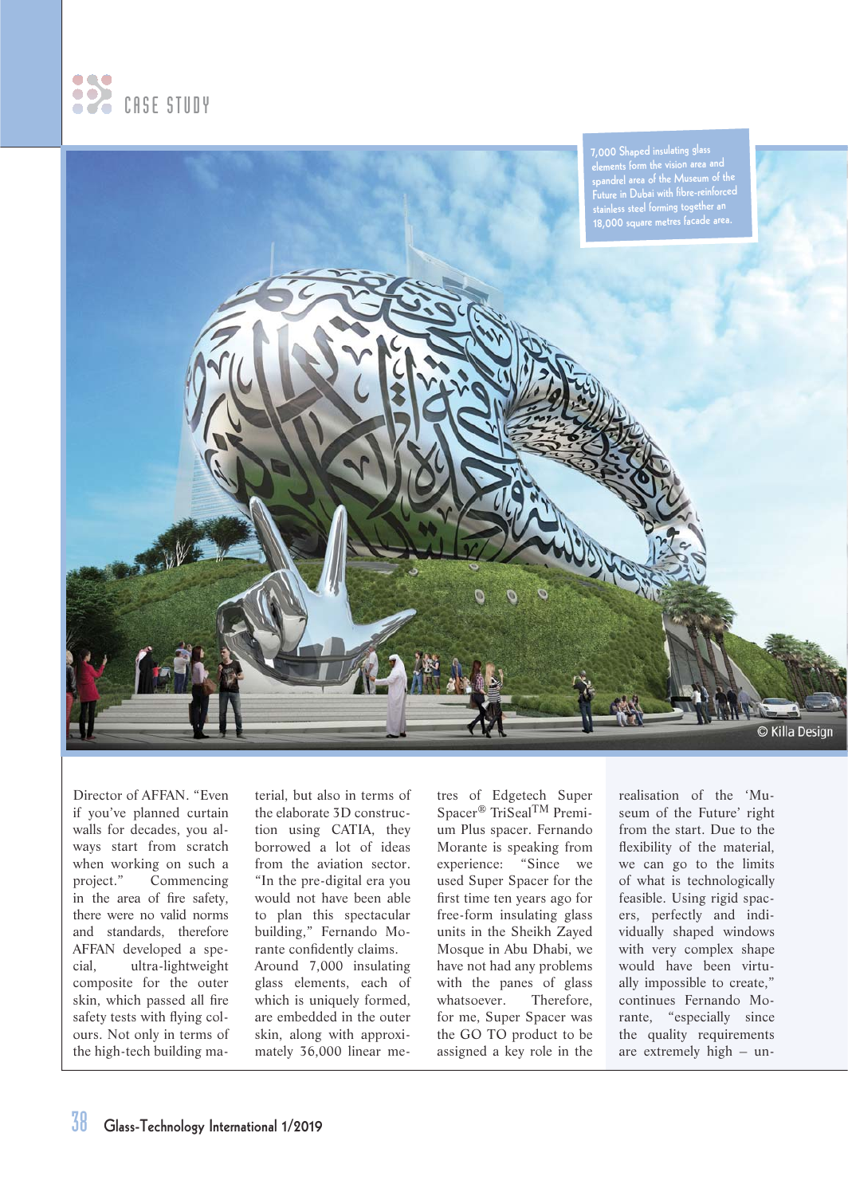7,000 Shaped insulating glass elements form the vision area and spandrel area of the Museum of the Future in Dubai with fibre-reinforced stainless steel forming together an 18,000 square metres facade area.

© Killa Design

Director of AFFAN. "Even if you've planned curtain walls for decades, you always start from scratch when working on such a project." Commencing in the area of fire safety, there were no valid norms and standards, therefore AFFAN developed a special, ultra-lightweight composite for the outer skin, which passed all fire safety tests with flying colours. Not only in terms of the high-tech building material, but also in terms of the elaborate 3D construction using CATIA, they borrowed a lot of ideas from the aviation sector. "In the pre-digital era you would not have been able to plan this spectacular building," Fernando Morante confidently claims.

Around 7,000 insulating glass elements, each of which is uniquely formed, are embedded in the outer skin, along with approximately 36,000 linear metres of Edgetech Super Spacer® TriSeal™ Premium Plus spacer. Fernando Morante is speaking from experience: "Since we used Super Spacer for the first time ten years ago for free-form insulating glass units in the Sheikh Zayed Mosque in Abu Dhabi, we have not had any problems with the panes of glass whatsoever. Therefore, for me, Super Spacer was the GO TO product to be assigned a key role in the realisation of the 'Museum of the Future' right from the start. Due to the flexibility of the material, we can go to the limits of what is technologically feasible. Using rigid spacers, perfectly and individually shaped windows with very complex shape would have been virtually impossible to create," continues Fernando Morante, "especially since the quality requirements are extremely high – un-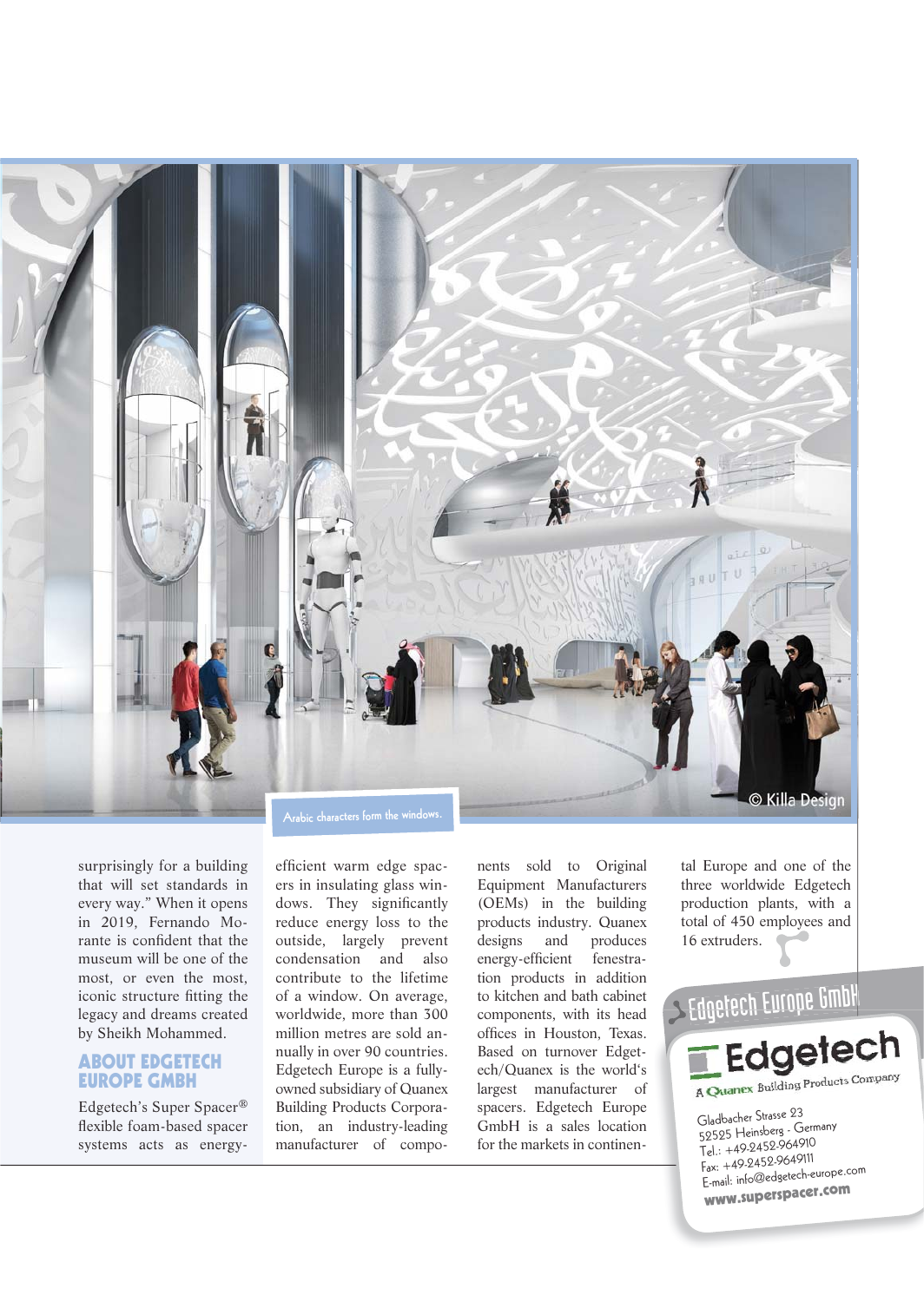Arabic characters form the windows.

© Killa Design

surprisingly for a building that will set standards in every way." When it opens in 2019, Fernando Morante is confident that the museum will be one of the most, or even the most, iconic structure fitting the legacy and dreams created by Sheikh Mohammed.

## ABOUT EDGETECH EUROPE GMBH

Edgetech's Super Spacer® flexible foam-based spacer systems acts as energy-efficient warm edge spacers in insulating glass windows. They significantly reduce energy loss to the outside, largely prevent condensation and also contribute to the lifetime of a window. On average, worldwide, more than 300 million metres are sold annually in over 90 countries. Edgetech Europe is a fully-owned subsidiary of Quanex Building Products Corporation, an industry-leading manufacturer of components sold to Original Equipment Manufacturers (OEMs) in the building products industry. Quanex designs and produces energy-efficient fenestration products in addition to kitchen and bath cabinet components, with its head offices in Houston, Texas. Based on turnover Edgetech/Quanex is the world's largest manufacturer of spacers. Edgetech Europe GmbH is a sales location for the markets in continental Europe and one of the three worldwide Edgetech production plants, with a total of 450 employees and 16 extruders.

Edgetech Europe GmbH

Edgetech

A Quanex Building Products Company

Gladbacher Strasse 23
52525 Heinsberg - Germany
Tel.: +49-2452-964910
Fax: +49-2452-9649111
E-mail: info@edgetech-europe.com
www.superspacer.com